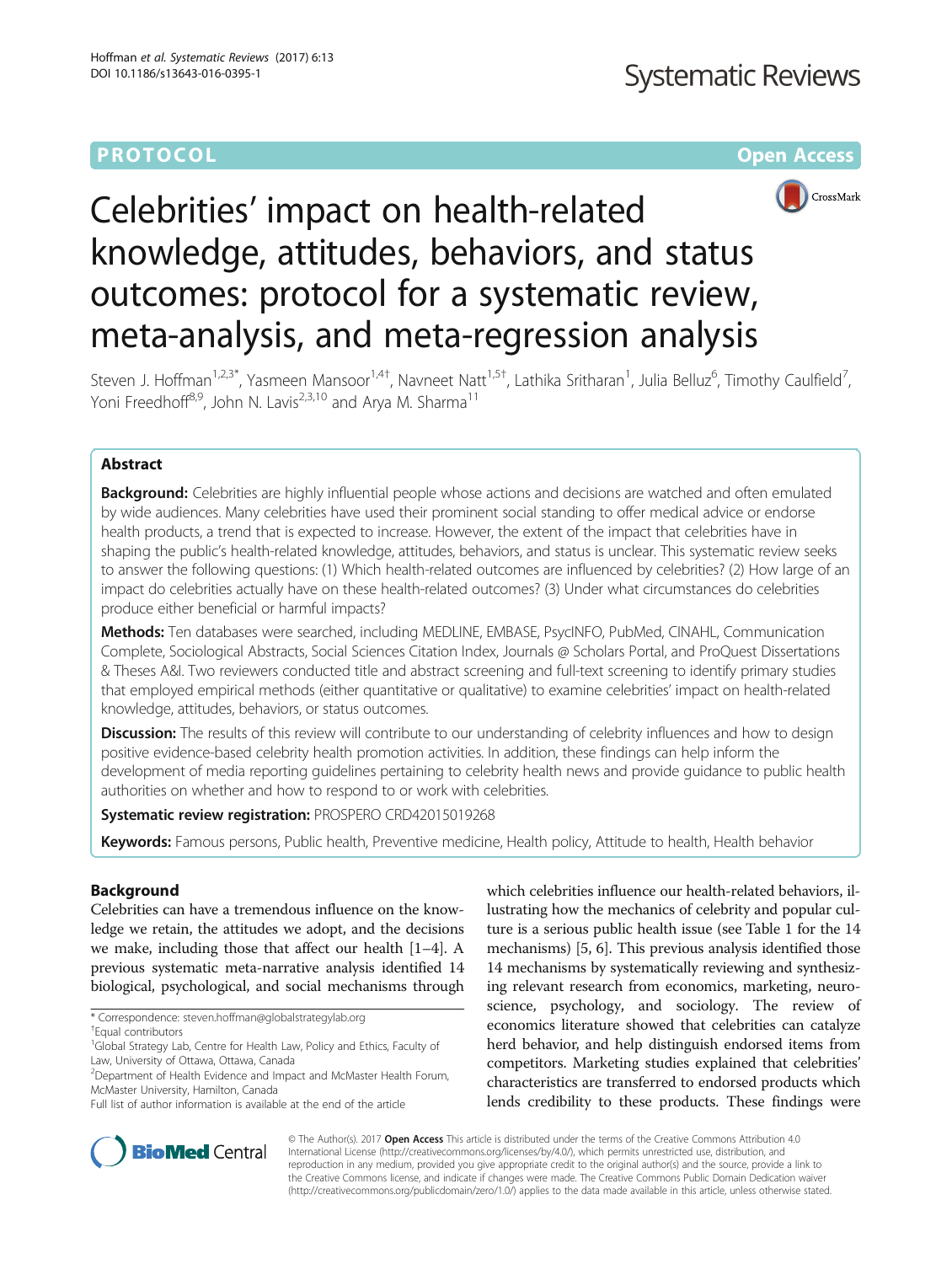PROTOCOL

Open Access

# Celebrities' impact on health-related knowledge, attitudes, behaviors, and status outcomes: protocol for a systematic review, meta-analysis, and meta-regression analysis

Steven J. Hoffman[1,2,3*], Yasmeen Mansoor[1,4†], Navneet Natt[1,5†], Lathika Sritharan[1], Julia Belluz[6], Timothy Caulfield[7], Yoni Freedhoff[8,9], John N. Lavis[2,3,10] and Arya M. Sharma[11]

## Abstract

**Background:** Celebrities are highly influential people whose actions and decisions are watched and often emulated by wide audiences. Many celebrities have used their prominent social standing to offer medical advice or endorse health products, a trend that is expected to increase. However, the extent of the impact that celebrities have in shaping the public's health-related knowledge, attitudes, behaviors, and status is unclear. This systematic review seeks to answer the following questions: (1) Which health-related outcomes are influenced by celebrities? (2) How large of an impact do celebrities actually have on these health-related outcomes? (3) Under what circumstances do celebrities produce either beneficial or harmful impacts?

**Methods:** Ten databases were searched, including MEDLINE, EMBASE, PsycINFO, PubMed, CINAHL, Communication Complete, Sociological Abstracts, Social Sciences Citation Index, Journals @ Scholars Portal, and ProQuest Dissertations & Theses A&I. Two reviewers conducted title and abstract screening and full-text screening to identify primary studies that employed empirical methods (either quantitative or qualitative) to examine celebrities' impact on health-related knowledge, attitudes, behaviors, or status outcomes.

**Discussion:** The results of this review will contribute to our understanding of celebrity influences and how to design positive evidence-based celebrity health promotion activities. In addition, these findings can help inform the development of media reporting guidelines pertaining to celebrity health news and provide guidance to public health authorities on whether and how to respond to or work with celebrities.

**Systematic review registration:** PROSPERO CRD42015019268

**Keywords:** Famous persons, Public health, Preventive medicine, Health policy, Attitude to health, Health behavior

## Background

Celebrities can have a tremendous influence on the knowledge we retain, the attitudes we adopt, and the decisions we make, including those that affect our health [1–4]. A previous systematic meta-narrative analysis identified 14 biological, psychological, and social mechanisms through which celebrities influence our health-related behaviors, illustrating how the mechanics of celebrity and popular culture is a serious public health issue (see Table 1 for the 14 mechanisms) [5, 6]. This previous analysis identified those 14 mechanisms by systematically reviewing and synthesizing relevant research from economics, marketing, neuroscience, psychology, and sociology. The review of economics literature showed that celebrities can catalyze herd behavior, and help distinguish endorsed items from competitors. Marketing studies explained that celebrities' characteristics are transferred to endorsed products which lends credibility to these products. These findings were

\* Correspondence: steven.hoffman@globalstrategylab.org

†Equal contributors

[1]Global Strategy Lab, Centre for Health Law, Policy and Ethics, Faculty of Law, University of Ottawa, Ottawa, Canada

[2]Department of Health Evidence and Impact and McMaster Health Forum, McMaster University, Hamilton, Canada

Full list of author information is available at the end of the article

© The Author(s). 2017 **Open Access** This article is distributed under the terms of the Creative Commons Attribution 4.0 International License (http://creativecommons.org/licenses/by/4.0/), which permits unrestricted use, distribution, and reproduction in any medium, provided you give appropriate credit to the original author(s) and the source, provide a link to the Creative Commons license, and indicate if changes were made. The Creative Commons Public Domain Dedication waiver (http://creativecommons.org/publicdomain/zero/1.0/) applies to the data made available in this article, unless otherwise stated.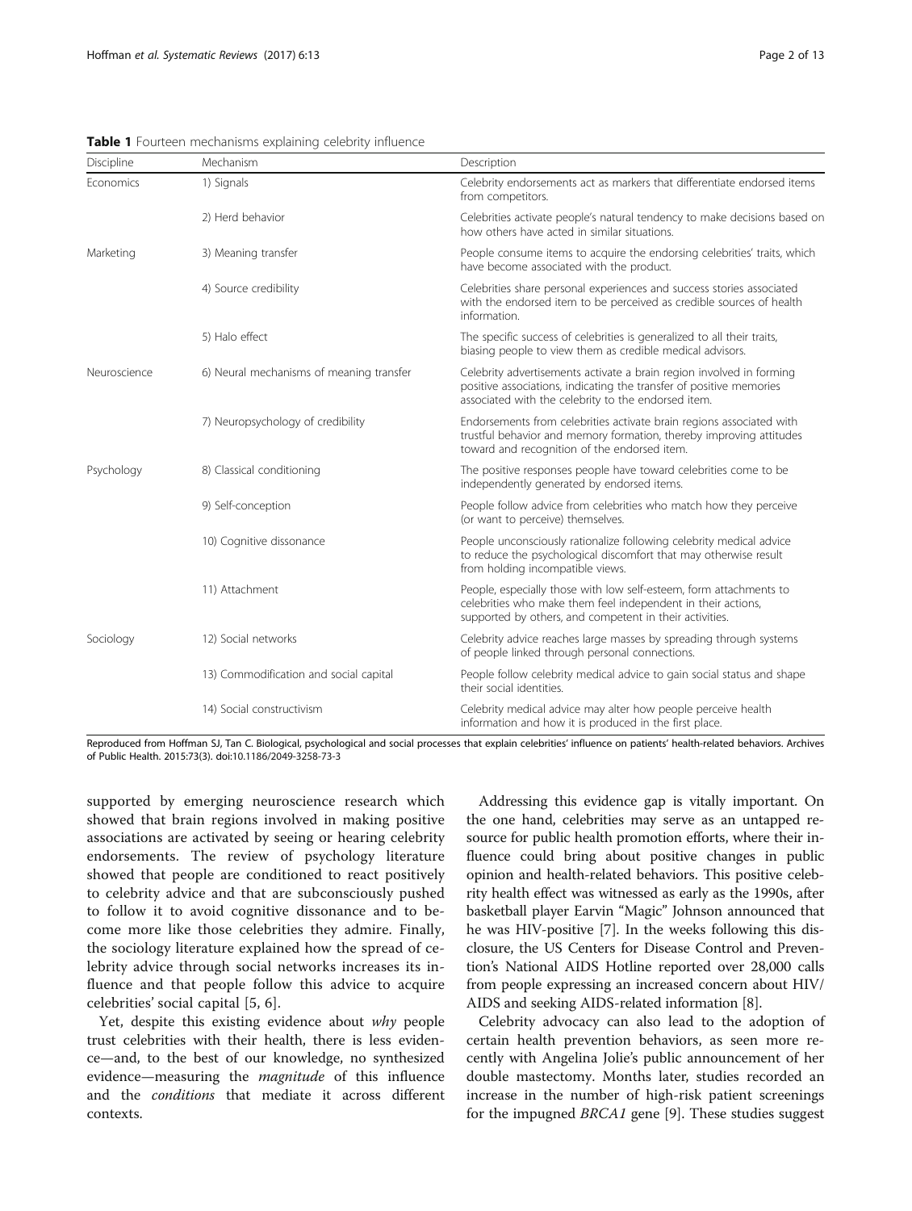**Table 1** Fourteen mechanisms explaining celebrity influence

| Discipline | Mechanism | Description |
| --- | --- | --- |
| Economics | 1) Signals | Celebrity endorsements act as markers that differentiate endorsed items from competitors. |
| | 2) Herd behavior | Celebrities activate people's natural tendency to make decisions based on how others have acted in similar situations. |
| Marketing | 3) Meaning transfer | People consume items to acquire the endorsing celebrities' traits, which have become associated with the product. |
| | 4) Source credibility | Celebrities share personal experiences and success stories associated with the endorsed item to be perceived as credible sources of health information. |
| | 5) Halo effect | The specific success of celebrities is generalized to all their traits, biasing people to view them as credible medical advisors. |
| Neuroscience | 6) Neural mechanisms of meaning transfer | Celebrity advertisements activate a brain region involved in forming positive associations, indicating the transfer of positive memories associated with the celebrity to the endorsed item. |
| | 7) Neuropsychology of credibility | Endorsements from celebrities activate brain regions associated with trustful behavior and memory formation, thereby improving attitudes toward and recognition of the endorsed item. |
| Psychology | 8) Classical conditioning | The positive responses people have toward celebrities come to be independently generated by endorsed items. |
| | 9) Self-conception | People follow advice from celebrities who match how they perceive (or want to perceive) themselves. |
| | 10) Cognitive dissonance | People unconsciously rationalize following celebrity medical advice to reduce the psychological discomfort that may otherwise result from holding incompatible views. |
| | 11) Attachment | People, especially those with low self-esteem, form attachments to celebrities who make them feel independent in their actions, supported by others, and competent in their activities. |
| Sociology | 12) Social networks | Celebrity advice reaches large masses by spreading through systems of people linked through personal connections. |
| | 13) Commodification and social capital | People follow celebrity medical advice to gain social status and shape their social identities. |
| | 14) Social constructivism | Celebrity medical advice may alter how people perceive health information and how it is produced in the first place. |

Reproduced from Hoffman SJ, Tan C. Biological, psychological and social processes that explain celebrities' influence on patients' health-related behaviors. Archives of Public Health. 2015:73(3). doi:10.1186/2049-3258-73-3

supported by emerging neuroscience research which showed that brain regions involved in making positive associations are activated by seeing or hearing celebrity endorsements. The review of psychology literature showed that people are conditioned to react positively to celebrity advice and that are subconsciously pushed to follow it to avoid cognitive dissonance and to become more like those celebrities they admire. Finally, the sociology literature explained how the spread of celebrity advice through social networks increases its influence and that people follow this advice to acquire celebrities' social capital [5, 6].

Yet, despite this existing evidence about *why* people trust celebrities with their health, there is less evidence—and, to the best of our knowledge, no synthesized evidence—measuring the *magnitude* of this influence and the *conditions* that mediate it across different contexts.

Addressing this evidence gap is vitally important. On the one hand, celebrities may serve as an untapped resource for public health promotion efforts, where their influence could bring about positive changes in public opinion and health-related behaviors. This positive celebrity health effect was witnessed as early as the 1990s, after basketball player Earvin "Magic" Johnson announced that he was HIV-positive [7]. In the weeks following this disclosure, the US Centers for Disease Control and Prevention's National AIDS Hotline reported over 28,000 calls from people expressing an increased concern about HIV/AIDS and seeking AIDS-related information [8].

Celebrity advocacy can also lead to the adoption of certain health prevention behaviors, as seen more recently with Angelina Jolie's public announcement of her double mastectomy. Months later, studies recorded an increase in the number of high-risk patient screenings for the impugned *BRCA1* gene [9]. These studies suggest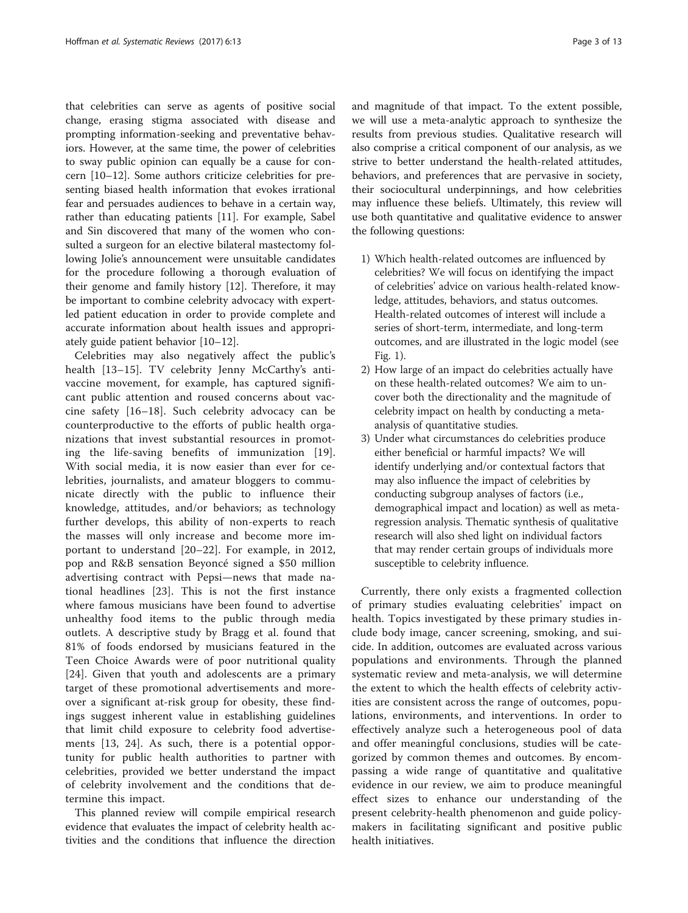that celebrities can serve as agents of positive social change, erasing stigma associated with disease and prompting information-seeking and preventative behaviors. However, at the same time, the power of celebrities to sway public opinion can equally be a cause for concern [10–12]. Some authors criticize celebrities for presenting biased health information that evokes irrational fear and persuades audiences to behave in a certain way, rather than educating patients [11]. For example, Sabel and Sin discovered that many of the women who consulted a surgeon for an elective bilateral mastectomy following Jolie's announcement were unsuitable candidates for the procedure following a thorough evaluation of their genome and family history [12]. Therefore, it may be important to combine celebrity advocacy with expert-led patient education in order to provide complete and accurate information about health issues and appropriately guide patient behavior [10–12].

Celebrities may also negatively affect the public's health [13–15]. TV celebrity Jenny McCarthy's anti-vaccine movement, for example, has captured significant public attention and roused concerns about vaccine safety [16–18]. Such celebrity advocacy can be counterproductive to the efforts of public health organizations that invest substantial resources in promoting the life-saving benefits of immunization [19]. With social media, it is now easier than ever for celebrities, journalists, and amateur bloggers to communicate directly with the public to influence their knowledge, attitudes, and/or behaviors; as technology further develops, this ability of non-experts to reach the masses will only increase and become more important to understand [20–22]. For example, in 2012, pop and R&B sensation Beyoncé signed a $50 million advertising contract with Pepsi—news that made national headlines [23]. This is not the first instance where famous musicians have been found to advertise unhealthy food items to the public through media outlets. A descriptive study by Bragg et al. found that 81% of foods endorsed by musicians featured in the Teen Choice Awards were of poor nutritional quality [24]. Given that youth and adolescents are a primary target of these promotional advertisements and moreover a significant at-risk group for obesity, these findings suggest inherent value in establishing guidelines that limit child exposure to celebrity food advertisements [13, 24]. As such, there is a potential opportunity for public health authorities to partner with celebrities, provided we better understand the impact of celebrity involvement and the conditions that determine this impact.

This planned review will compile empirical research evidence that evaluates the impact of celebrity health activities and the conditions that influence the direction and magnitude of that impact. To the extent possible, we will use a meta-analytic approach to synthesize the results from previous studies. Qualitative research will also comprise a critical component of our analysis, as we strive to better understand the health-related attitudes, behaviors, and preferences that are pervasive in society, their sociocultural underpinnings, and how celebrities may influence these beliefs. Ultimately, this review will use both quantitative and qualitative evidence to answer the following questions:

1) Which health-related outcomes are influenced by celebrities? We will focus on identifying the impact of celebrities' advice on various health-related knowledge, attitudes, behaviors, and status outcomes. Health-related outcomes of interest will include a series of short-term, intermediate, and long-term outcomes, and are illustrated in the logic model (see Fig. 1).
2) How large of an impact do celebrities actually have on these health-related outcomes? We aim to uncover both the directionality and the magnitude of celebrity impact on health by conducting a meta-analysis of quantitative studies.
3) Under what circumstances do celebrities produce either beneficial or harmful impacts? We will identify underlying and/or contextual factors that may also influence the impact of celebrities by conducting subgroup analyses of factors (i.e., demographical impact and location) as well as meta-regression analysis. Thematic synthesis of qualitative research will also shed light on individual factors that may render certain groups of individuals more susceptible to celebrity influence.

Currently, there only exists a fragmented collection of primary studies evaluating celebrities' impact on health. Topics investigated by these primary studies include body image, cancer screening, smoking, and suicide. In addition, outcomes are evaluated across various populations and environments. Through the planned systematic review and meta-analysis, we will determine the extent to which the health effects of celebrity activities are consistent across the range of outcomes, populations, environments, and interventions. In order to effectively analyze such a heterogeneous pool of data and offer meaningful conclusions, studies will be categorized by common themes and outcomes. By encompassing a wide range of quantitative and qualitative evidence in our review, we aim to produce meaningful effect sizes to enhance our understanding of the present celebrity-health phenomenon and guide policymakers in facilitating significant and positive public health initiatives.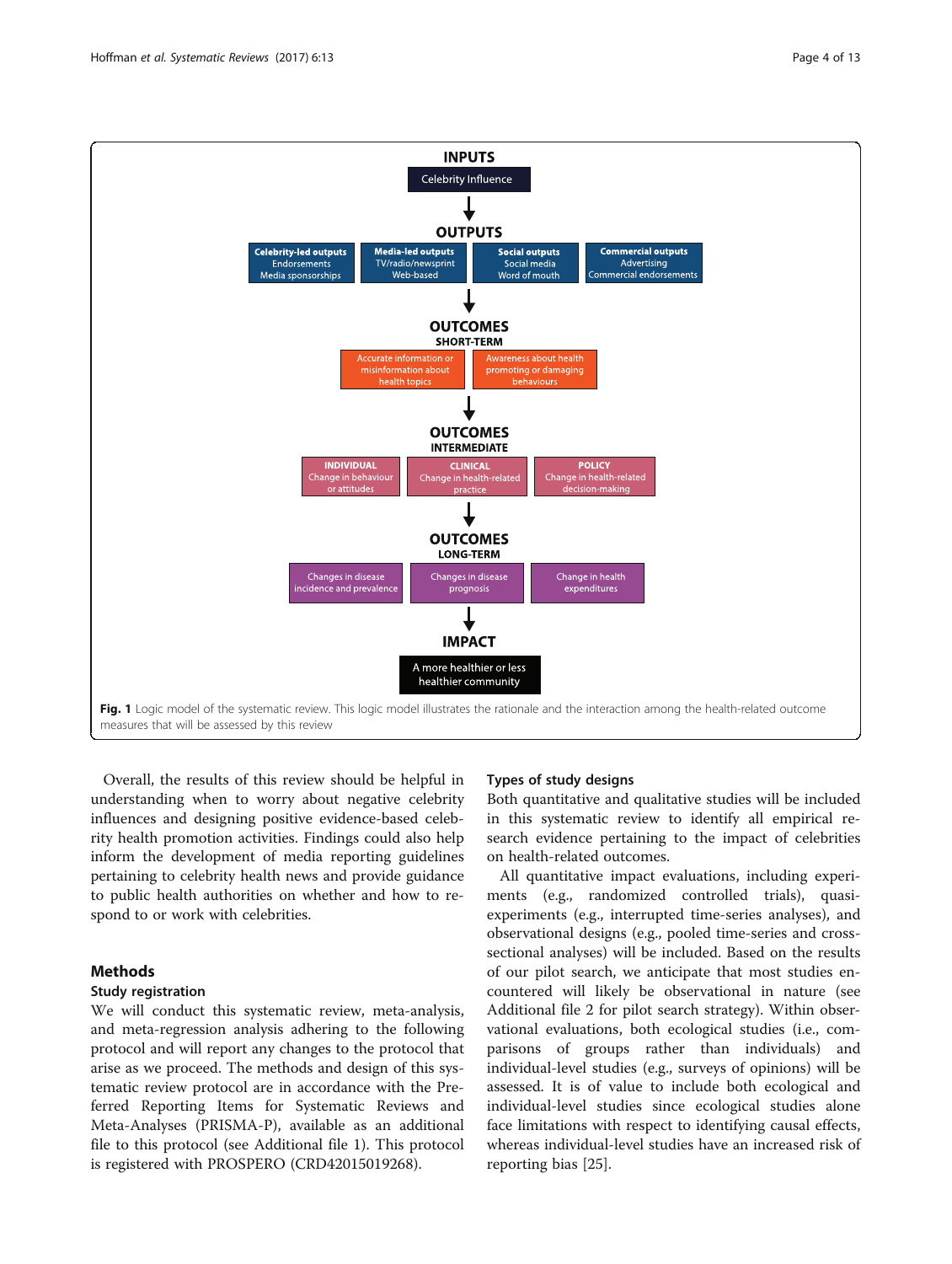**INPUTS**

Celebrity Influence

**OUTPUTS**

- **Celebrity-led outputs**: Endorsements, Media sponsorships
- **Media-led outputs**: TV/radio/newsprint, Web-based
- **Social outputs**: Social media, Word of mouth
- **Commercial outputs**: Advertising, Commercial endorsements

**OUTCOMES — SHORT-TERM**

- Accurate information or misinformation about health topics
- Awareness about health promoting or damaging behaviours

**OUTCOMES — INTERMEDIATE**

- **INDIVIDUAL**: Change in behaviour or attitudes
- **CLINICAL**: Change in health-related practice
- **POLICY**: Change in health-related decision-making

**OUTCOMES — LONG-TERM**

- Changes in disease incidence and prevalence
- Changes in disease prognosis
- Change in health expenditures

**IMPACT**

A more healthier or less healthier community

**Fig. 1** Logic model of the systematic review. This logic model illustrates the rationale and the interaction among the health-related outcome measures that will be assessed by this review

Overall, the results of this review should be helpful in understanding when to worry about negative celebrity influences and designing positive evidence-based celebrity health promotion activities. Findings could also help inform the development of media reporting guidelines pertaining to celebrity health news and provide guidance to public health authorities on whether and how to respond to or work with celebrities.

## Methods

### Study registration

We will conduct this systematic review, meta-analysis, and meta-regression analysis adhering to the following protocol and will report any changes to the protocol that arise as we proceed. The methods and design of this systematic review protocol are in accordance with the Preferred Reporting Items for Systematic Reviews and Meta-Analyses (PRISMA-P), available as an additional file to this protocol (see Additional file 1). This protocol is registered with PROSPERO (CRD42015019268).

### Types of study designs

Both quantitative and qualitative studies will be included in this systematic review to identify all empirical research evidence pertaining to the impact of celebrities on health-related outcomes.

All quantitative impact evaluations, including experiments (e.g., randomized controlled trials), quasi-experiments (e.g., interrupted time-series analyses), and observational designs (e.g., pooled time-series and cross-sectional analyses) will be included. Based on the results of our pilot search, we anticipate that most studies encountered will likely be observational in nature (see Additional file 2 for pilot search strategy). Within observational evaluations, both ecological studies (i.e., comparisons of groups rather than individuals) and individual-level studies (e.g., surveys of opinions) will be assessed. It is of value to include both ecological and individual-level studies since ecological studies alone face limitations with respect to identifying causal effects, whereas individual-level studies have an increased risk of reporting bias [25].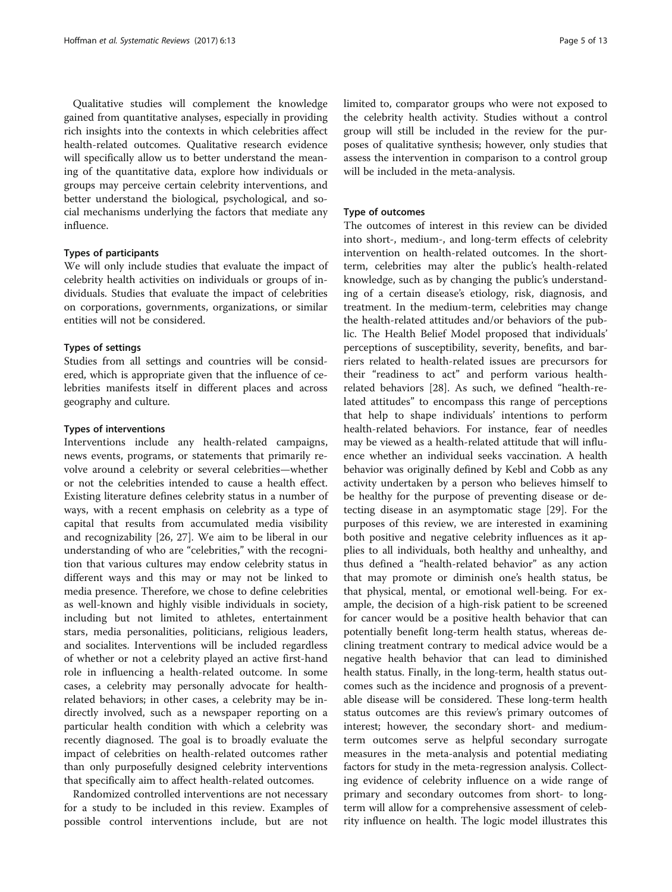Qualitative studies will complement the knowledge gained from quantitative analyses, especially in providing rich insights into the contexts in which celebrities affect health-related outcomes. Qualitative research evidence will specifically allow us to better understand the meaning of the quantitative data, explore how individuals or groups may perceive certain celebrity interventions, and better understand the biological, psychological, and social mechanisms underlying the factors that mediate any influence.

#### Types of participants

We will only include studies that evaluate the impact of celebrity health activities on individuals or groups of individuals. Studies that evaluate the impact of celebrities on corporations, governments, organizations, or similar entities will not be considered.

#### Types of settings

Studies from all settings and countries will be considered, which is appropriate given that the influence of celebrities manifests itself in different places and across geography and culture.

#### Types of interventions

Interventions include any health-related campaigns, news events, programs, or statements that primarily revolve around a celebrity or several celebrities—whether or not the celebrities intended to cause a health effect. Existing literature defines celebrity status in a number of ways, with a recent emphasis on celebrity as a type of capital that results from accumulated media visibility and recognizability [26, 27]. We aim to be liberal in our understanding of who are "celebrities," with the recognition that various cultures may endow celebrity status in different ways and this may or may not be linked to media presence. Therefore, we chose to define celebrities as well-known and highly visible individuals in society, including but not limited to athletes, entertainment stars, media personalities, politicians, religious leaders, and socialites. Interventions will be included regardless of whether or not a celebrity played an active first-hand role in influencing a health-related outcome. In some cases, a celebrity may personally advocate for health-related behaviors; in other cases, a celebrity may be indirectly involved, such as a newspaper reporting on a particular health condition with which a celebrity was recently diagnosed. The goal is to broadly evaluate the impact of celebrities on health-related outcomes rather than only purposefully designed celebrity interventions that specifically aim to affect health-related outcomes.

Randomized controlled interventions are not necessary for a study to be included in this review. Examples of possible control interventions include, but are not limited to, comparator groups who were not exposed to the celebrity health activity. Studies without a control group will still be included in the review for the purposes of qualitative synthesis; however, only studies that assess the intervention in comparison to a control group will be included in the meta-analysis.

#### Type of outcomes

The outcomes of interest in this review can be divided into short-, medium-, and long-term effects of celebrity intervention on health-related outcomes. In the short-term, celebrities may alter the public's health-related knowledge, such as by changing the public's understanding of a certain disease's etiology, risk, diagnosis, and treatment. In the medium-term, celebrities may change the health-related attitudes and/or behaviors of the public. The Health Belief Model proposed that individuals' perceptions of susceptibility, severity, benefits, and barriers related to health-related issues are precursors for their "readiness to act" and perform various health-related behaviors [28]. As such, we defined "health-related attitudes" to encompass this range of perceptions that help to shape individuals' intentions to perform health-related behaviors. For instance, fear of needles may be viewed as a health-related attitude that will influence whether an individual seeks vaccination. A health behavior was originally defined by Kebl and Cobb as any activity undertaken by a person who believes himself to be healthy for the purpose of preventing disease or detecting disease in an asymptomatic stage [29]. For the purposes of this review, we are interested in examining both positive and negative celebrity influences as it applies to all individuals, both healthy and unhealthy, and thus defined a "health-related behavior" as any action that may promote or diminish one's health status, be that physical, mental, or emotional well-being. For example, the decision of a high-risk patient to be screened for cancer would be a positive health behavior that can potentially benefit long-term health status, whereas declining treatment contrary to medical advice would be a negative health behavior that can lead to diminished health status. Finally, in the long-term, health status outcomes such as the incidence and prognosis of a preventable disease will be considered. These long-term health status outcomes are this review's primary outcomes of interest; however, the secondary short- and medium-term outcomes serve as helpful secondary surrogate measures in the meta-analysis and potential mediating factors for study in the meta-regression analysis. Collecting evidence of celebrity influence on a wide range of primary and secondary outcomes from short- to long-term will allow for a comprehensive assessment of celebrity influence on health. The logic model illustrates this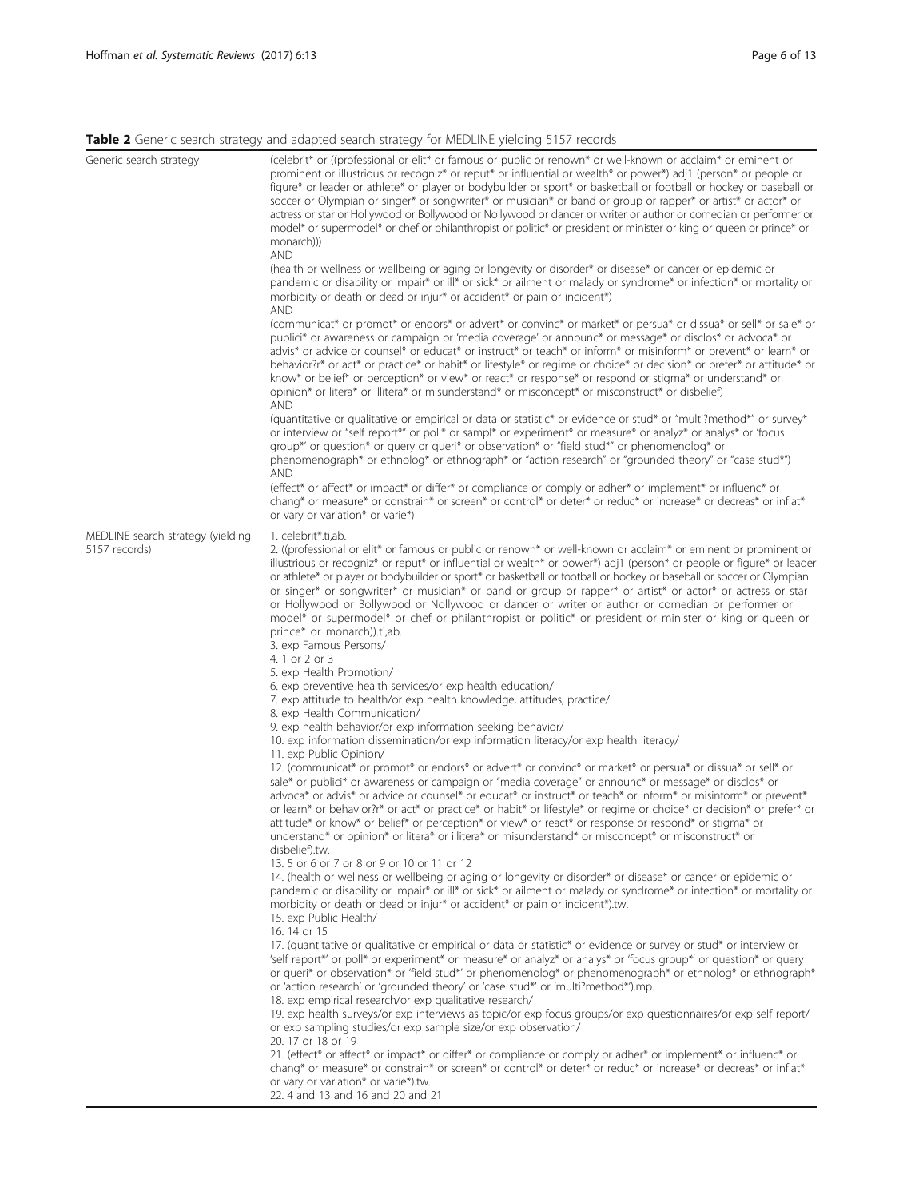**Table 2** Generic search strategy and adapted search strategy for MEDLINE yielding 5157 records

| | |
|---|---|
| Generic search strategy | (celebrit* or ((professional or elit* or famous or public or renown* or well-known or acclaim* or eminent or prominent or illustrious or recogniz* or reput* or influential or wealth* or power*) adj1 (person* or people or figure* or leader or athlete* or player or bodybuilder or sport* or basketball or football or hockey or baseball or soccer or Olympian or singer* or songwriter* or musician* or band or group or rapper* or artist* or actor* or actress or star or Hollywood or Bollywood or Nollywood or dancer or writer or author or comedian or performer or model* or supermodel* or chef or philanthropist or politic* or president or minister or king or queen or prince* or monarch)))<br>AND<br>(health or wellness or wellbeing or aging or longevity or disorder* or disease* or cancer or epidemic or pandemic or disability or impair* or ill* or sick* or ailment or malady or syndrome* or infection* or mortality or morbidity or death or dead or injur* or accident* or pain or incident*)<br>AND<br>(communicat* or promot* or endors* or advert* or convinc* or market* or persua* or dissua* or sell* or sale* or publici* or awareness or campaign or 'media coverage' or announc* or message* or disclos* or advoca* or advis* or advice or counsel* or educat* or instruct* or teach* or inform* or misinform* or prevent* or learn* or behavior?r* or act* or practice* or habit* or lifestyle* or regime or choice* or decision* or prefer* or attitude* or know* or belief* or perception* or view* or react* or response* or respond or stigma* or understand* or opinion* or litera* or illitera* or misunderstand* or misconcept* or misconstruct* or disbelief)<br>AND<br>(quantitative or qualitative or empirical or data or statistic* or evidence or stud* or "multi?method*" or survey* or interview or "self report*" or poll* or sampl* or experiment* or measure* or analyz* or analys* or 'focus group*' or question* or query or queri* or observation* or "field stud*" or phenomenolog* or phenomenograph* or ethnolog* or ethnograph* or "action research" or "grounded theory" or "case stud*")<br>AND<br>(effect* or affect* or impact* or differ* or compliance or comply or adher* or implement* or influenc* or chang* or measure* or constrain* or screen* or control* or deter* or reduc* or increase* or decreas* or inflat* or vary or variation* or varie*) |
| MEDLINE search strategy (yielding 5157 records) | 1. celebrit*.ti,ab.<br>2. ((professional or elit* or famous or public or renown* or well-known or acclaim* or eminent or prominent or illustrious or recogniz* or reput* or influential or wealth* or power*) adj1 (person* or people or figure* or leader or athlete* or player or bodybuilder or sport* or basketball or football or hockey or baseball or soccer or Olympian or singer* or songwriter* or musician* or band or group or rapper* or artist* or actor* or actress or star or Hollywood or Bollywood or Nollywood or dancer or writer or author or comedian or performer or model* or supermodel* or chef or philanthropist or politic* or president or minister or king or queen or prince* or monarch)).ti,ab.<br>3. exp Famous Persons/<br>4. 1 or 2 or 3<br>5. exp Health Promotion/<br>6. exp preventive health services/or exp health education/<br>7. exp attitude to health/or exp health knowledge, attitudes, practice/<br>8. exp Health Communication/<br>9. exp health behavior/or exp information seeking behavior/<br>10. exp information dissemination/or exp information literacy/or exp health literacy/<br>11. exp Public Opinion/<br>12. (communicat* or promot* or endors* or advert* or convinc* or market* or persua* or dissua* or sell* or sale* or publici* or awareness or campaign or "media coverage" or announc* or message* or disclos* or advoca* or advis* or advice or counsel* or educat* or instruct* or teach* or inform* or misinform* or prevent* or learn* or behavior?r* or act* or practice* or habit* or lifestyle* or regime or choice* or decision* or prefer* or attitude* or know* or belief* or perception* or view* or react* or response or respond* or stigma* or understand* or opinion* or litera* or illitera* or misunderstand* or misconcept* or misconstruct* or disbelief).tw.<br>13. 5 or 6 or 7 or 8 or 9 or 10 or 11 or 12<br>14. (health or wellness or wellbeing or aging or longevity or disorder* or disease* or cancer or epidemic or pandemic or disability or impair* or ill* or sick* or ailment or malady or syndrome* or infection* or mortality or morbidity or death or dead or injur* or accident* or pain or incident*).tw.<br>15. exp Public Health/<br>16. 14 or 15<br>17. (quantitative or qualitative or empirical or data or statistic* or evidence or survey or stud* or interview or 'self report*' or poll* or experiment* or measure* or analyz* or analys* or 'focus group*' or question* or query or queri* or observation* or 'field stud*' or phenomenolog* or phenomenograph* or ethnolog* or ethnograph* or 'action research' or 'grounded theory' or 'case stud*' or 'multi?method*').mp.<br>18. exp empirical research/or exp qualitative research/<br>19. exp health surveys/or exp interviews as topic/or exp focus groups/or exp questionnaires/or exp self report/ or exp sampling studies/or exp sample size/or exp observation/<br>20. 17 or 18 or 19<br>21. (effect* or affect* or impact* or differ* or compliance or comply or adher* or implement* or influenc* or chang* or measure* or constrain* or screen* or control* or deter* or reduc* or increase* or decreas* or inflat* or vary or variation* or varie*).tw.<br>22. 4 and 13 and 16 and 20 and 21 |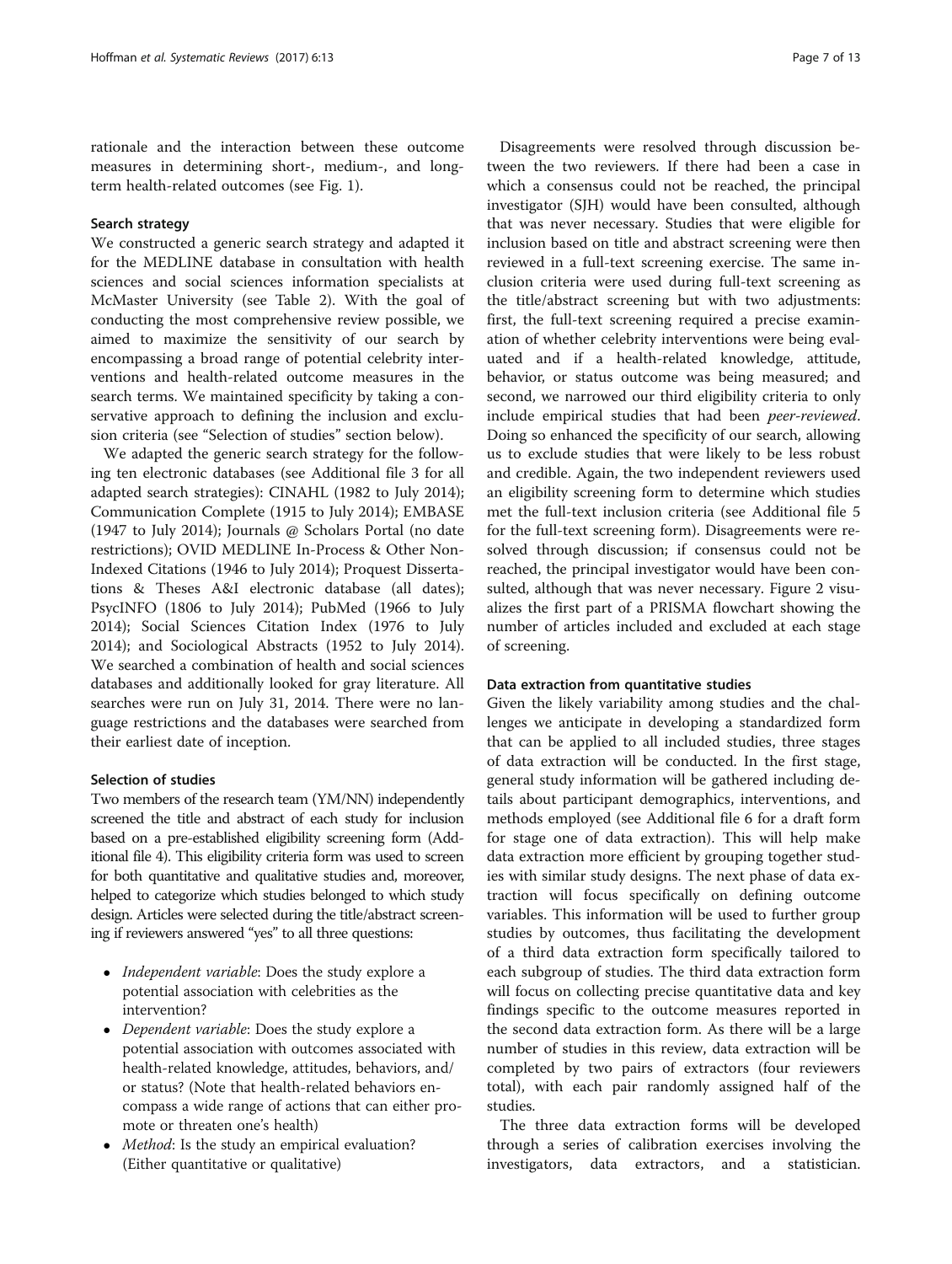rationale and the interaction between these outcome measures in determining short-, medium-, and long-term health-related outcomes (see Fig. 1).

### Search strategy

We constructed a generic search strategy and adapted it for the MEDLINE database in consultation with health sciences and social sciences information specialists at McMaster University (see Table 2). With the goal of conducting the most comprehensive review possible, we aimed to maximize the sensitivity of our search by encompassing a broad range of potential celebrity interventions and health-related outcome measures in the search terms. We maintained specificity by taking a conservative approach to defining the inclusion and exclusion criteria (see "Selection of studies" section below).

We adapted the generic search strategy for the following ten electronic databases (see Additional file 3 for all adapted search strategies): CINAHL (1982 to July 2014); Communication Complete (1915 to July 2014); EMBASE (1947 to July 2014); Journals @ Scholars Portal (no date restrictions); OVID MEDLINE In-Process & Other Non-Indexed Citations (1946 to July 2014); Proquest Dissertations & Theses A&I electronic database (all dates); PsycINFO (1806 to July 2014); PubMed (1966 to July 2014); Social Sciences Citation Index (1976 to July 2014); and Sociological Abstracts (1952 to July 2014). We searched a combination of health and social sciences databases and additionally looked for gray literature. All searches were run on July 31, 2014. There were no language restrictions and the databases were searched from their earliest date of inception.

### Selection of studies

Two members of the research team (YM/NN) independently screened the title and abstract of each study for inclusion based on a pre-established eligibility screening form (Additional file 4). This eligibility criteria form was used to screen for both quantitative and qualitative studies and, moreover, helped to categorize which studies belonged to which study design. Articles were selected during the title/abstract screening if reviewers answered "yes" to all three questions:

- *Independent variable*: Does the study explore a potential association with celebrities as the intervention?
- *Dependent variable*: Does the study explore a potential association with outcomes associated with health-related knowledge, attitudes, behaviors, and/or status? (Note that health-related behaviors encompass a wide range of actions that can either promote or threaten one's health)
- *Method*: Is the study an empirical evaluation? (Either quantitative or qualitative)

Disagreements were resolved through discussion between the two reviewers. If there had been a case in which a consensus could not be reached, the principal investigator (SJH) would have been consulted, although that was never necessary. Studies that were eligible for inclusion based on title and abstract screening were then reviewed in a full-text screening exercise. The same inclusion criteria were used during full-text screening as the title/abstract screening but with two adjustments: first, the full-text screening required a precise examination of whether celebrity interventions were being evaluated and if a health-related knowledge, attitude, behavior, or status outcome was being measured; and second, we narrowed our third eligibility criteria to only include empirical studies that had been *peer-reviewed*. Doing so enhanced the specificity of our search, allowing us to exclude studies that were likely to be less robust and credible. Again, the two independent reviewers used an eligibility screening form to determine which studies met the full-text inclusion criteria (see Additional file 5 for the full-text screening form). Disagreements were resolved through discussion; if consensus could not be reached, the principal investigator would have been consulted, although that was never necessary. Figure 2 visualizes the first part of a PRISMA flowchart showing the number of articles included and excluded at each stage of screening.

### Data extraction from quantitative studies

Given the likely variability among studies and the challenges we anticipate in developing a standardized form that can be applied to all included studies, three stages of data extraction will be conducted. In the first stage, general study information will be gathered including details about participant demographics, interventions, and methods employed (see Additional file 6 for a draft form for stage one of data extraction). This will help make data extraction more efficient by grouping together studies with similar study designs. The next phase of data extraction will focus specifically on defining outcome variables. This information will be used to further group studies by outcomes, thus facilitating the development of a third data extraction form specifically tailored to each subgroup of studies. The third data extraction form will focus on collecting precise quantitative data and key findings specific to the outcome measures reported in the second data extraction form. As there will be a large number of studies in this review, data extraction will be completed by two pairs of extractors (four reviewers total), with each pair randomly assigned half of the studies.

The three data extraction forms will be developed through a series of calibration exercises involving the investigators, data extractors, and a statistician.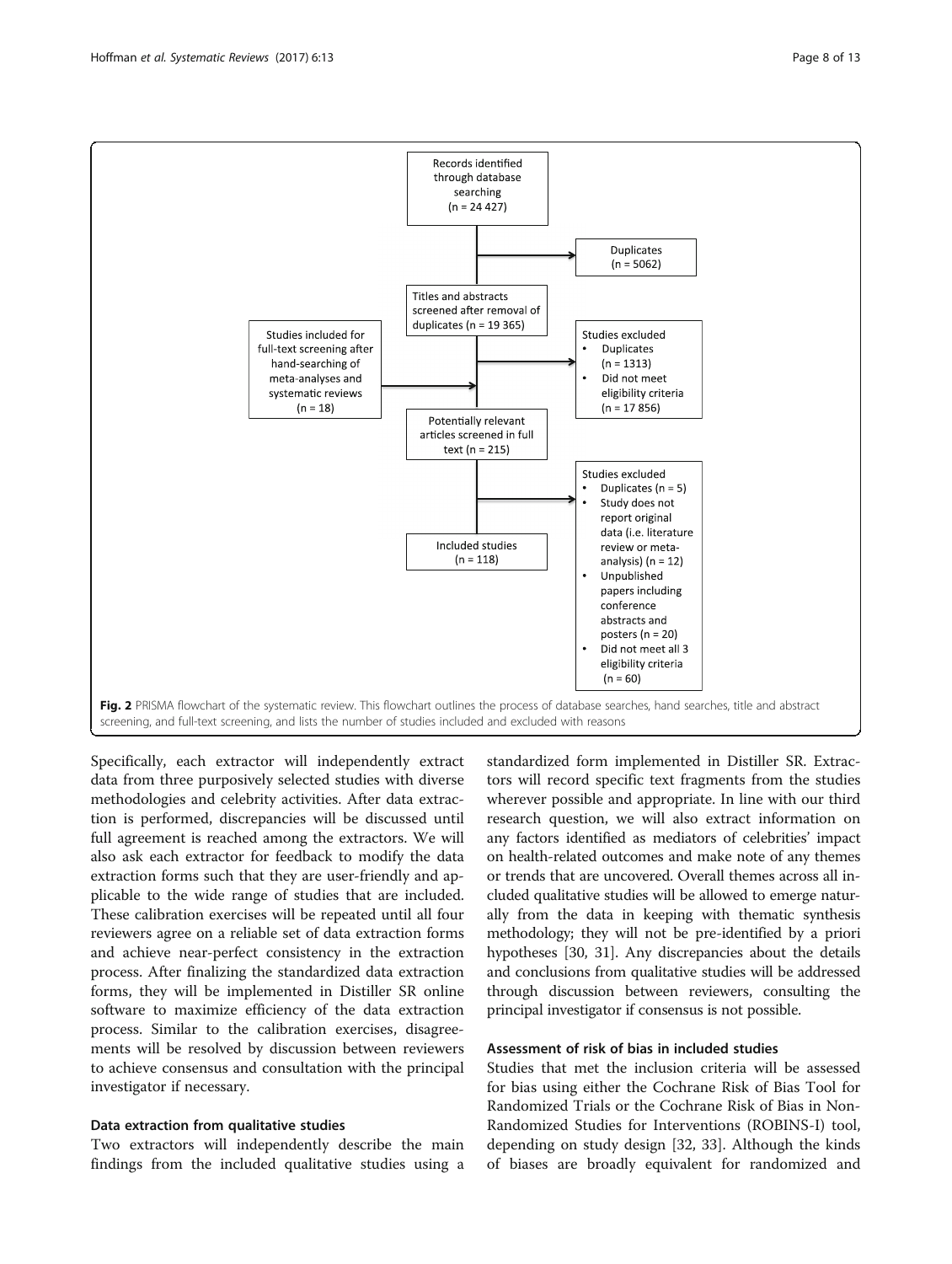Records identified through database searching (n = 24 427)

Duplicates (n = 5062)

Titles and abstracts screened after removal of duplicates (n = 19 365)

Studies included for full-text screening after hand-searching of meta-analyses and systematic reviews (n = 18)

Studies excluded
- Duplicates (n = 1313)
- Did not meet eligibility criteria (n = 17 856)

Potentially relevant articles screened in full text (n = 215)

Studies excluded
- Duplicates (n = 5)
- Study does not report original data (i.e. literature review or meta-analysis) (n = 12)
- Unpublished papers including conference abstracts and posters (n = 20)
- Did not meet all 3 eligibility criteria (n = 60)

Included studies (n = 118)

**Fig. 2** PRISMA flowchart of the systematic review. This flowchart outlines the process of database searches, hand searches, title and abstract screening, and full-text screening, and lists the number of studies included and excluded with reasons

Specifically, each extractor will independently extract data from three purposively selected studies with diverse methodologies and celebrity activities. After data extraction is performed, discrepancies will be discussed until full agreement is reached among the extractors. We will also ask each extractor for feedback to modify the data extraction forms such that they are user-friendly and applicable to the wide range of studies that are included. These calibration exercises will be repeated until all four reviewers agree on a reliable set of data extraction forms and achieve near-perfect consistency in the extraction process. After finalizing the standardized data extraction forms, they will be implemented in Distiller SR online software to maximize efficiency of the data extraction process. Similar to the calibration exercises, disagreements will be resolved by discussion between reviewers to achieve consensus and consultation with the principal investigator if necessary.

### Data extraction from qualitative studies

Two extractors will independently describe the main findings from the included qualitative studies using a standardized form implemented in Distiller SR. Extractors will record specific text fragments from the studies wherever possible and appropriate. In line with our third research question, we will also extract information on any factors identified as mediators of celebrities' impact on health-related outcomes and make note of any themes or trends that are uncovered. Overall themes across all included qualitative studies will be allowed to emerge naturally from the data in keeping with thematic synthesis methodology; they will not be pre-identified by a priori hypotheses [30, 31]. Any discrepancies about the details and conclusions from qualitative studies will be addressed through discussion between reviewers, consulting the principal investigator if consensus is not possible.

### Assessment of risk of bias in included studies

Studies that met the inclusion criteria will be assessed for bias using either the Cochrane Risk of Bias Tool for Randomized Trials or the Cochrane Risk of Bias in Non-Randomized Studies for Interventions (ROBINS-I) tool, depending on study design [32, 33]. Although the kinds of biases are broadly equivalent for randomized and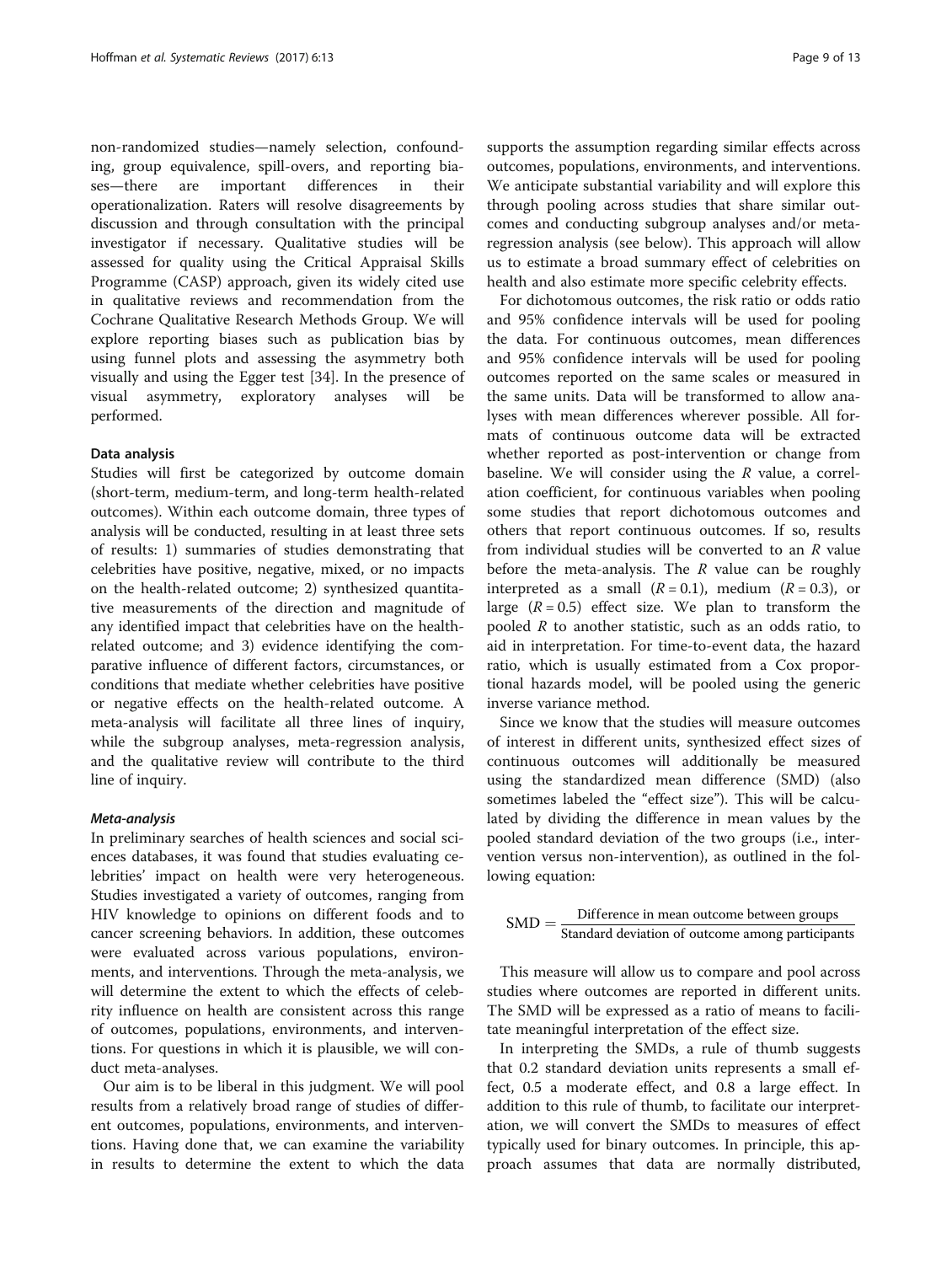non-randomized studies—namely selection, confounding, group equivalence, spill-overs, and reporting biases—there are important differences in their operationalization. Raters will resolve disagreements by discussion and through consultation with the principal investigator if necessary. Qualitative studies will be assessed for quality using the Critical Appraisal Skills Programme (CASP) approach, given its widely cited use in qualitative reviews and recommendation from the Cochrane Qualitative Research Methods Group. We will explore reporting biases such as publication bias by using funnel plots and assessing the asymmetry both visually and using the Egger test [34]. In the presence of visual asymmetry, exploratory analyses will be performed.

### Data analysis

Studies will first be categorized by outcome domain (short-term, medium-term, and long-term health-related outcomes). Within each outcome domain, three types of analysis will be conducted, resulting in at least three sets of results: 1) summaries of studies demonstrating that celebrities have positive, negative, mixed, or no impacts on the health-related outcome; 2) synthesized quantitative measurements of the direction and magnitude of any identified impact that celebrities have on the health-related outcome; and 3) evidence identifying the comparative influence of different factors, circumstances, or conditions that mediate whether celebrities have positive or negative effects on the health-related outcome. A meta-analysis will facilitate all three lines of inquiry, while the subgroup analyses, meta-regression analysis, and the qualitative review will contribute to the third line of inquiry.

#### *Meta-analysis*

In preliminary searches of health sciences and social sciences databases, it was found that studies evaluating celebrities' impact on health were very heterogeneous. Studies investigated a variety of outcomes, ranging from HIV knowledge to opinions on different foods and to cancer screening behaviors. In addition, these outcomes were evaluated across various populations, environments, and interventions. Through the meta-analysis, we will determine the extent to which the effects of celebrity influence on health are consistent across this range of outcomes, populations, environments, and interventions. For questions in which it is plausible, we will conduct meta-analyses.

Our aim is to be liberal in this judgment. We will pool results from a relatively broad range of studies of different outcomes, populations, environments, and interventions. Having done that, we can examine the variability in results to determine the extent to which the data supports the assumption regarding similar effects across outcomes, populations, environments, and interventions. We anticipate substantial variability and will explore this through pooling across studies that share similar outcomes and conducting subgroup analyses and/or meta-regression analysis (see below). This approach will allow us to estimate a broad summary effect of celebrities on health and also estimate more specific celebrity effects.

For dichotomous outcomes, the risk ratio or odds ratio and 95% confidence intervals will be used for pooling the data. For continuous outcomes, mean differences and 95% confidence intervals will be used for pooling outcomes reported on the same scales or measured in the same units. Data will be transformed to allow analyses with mean differences wherever possible. All formats of continuous outcome data will be extracted whether reported as post-intervention or change from baseline. We will consider using the $R$ value, a correlation coefficient, for continuous variables when pooling some studies that report dichotomous outcomes and others that report continuous outcomes. If so, results from individual studies will be converted to an $R$ value before the meta-analysis. The $R$ value can be roughly interpreted as a small ($R = 0.1$), medium ($R = 0.3$), or large ($R = 0.5$) effect size. We plan to transform the pooled $R$ to another statistic, such as an odds ratio, to aid in interpretation. For time-to-event data, the hazard ratio, which is usually estimated from a Cox proportional hazards model, will be pooled using the generic inverse variance method.

Since we know that the studies will measure outcomes of interest in different units, synthesized effect sizes of continuous outcomes will additionally be measured using the standardized mean difference (SMD) (also sometimes labeled the "effect size"). This will be calculated by dividing the difference in mean values by the pooled standard deviation of the two groups (i.e., intervention versus non-intervention), as outlined in the following equation:

$$\mathrm{SMD} = \frac{\text{Difference in mean outcome between groups}}{\text{Standard deviation of outcome among participants}}$$

This measure will allow us to compare and pool across studies where outcomes are reported in different units. The SMD will be expressed as a ratio of means to facilitate meaningful interpretation of the effect size.

In interpreting the SMDs, a rule of thumb suggests that 0.2 standard deviation units represents a small effect, 0.5 a moderate effect, and 0.8 a large effect. In addition to this rule of thumb, to facilitate our interpretation, we will convert the SMDs to measures of effect typically used for binary outcomes. In principle, this approach assumes that data are normally distributed,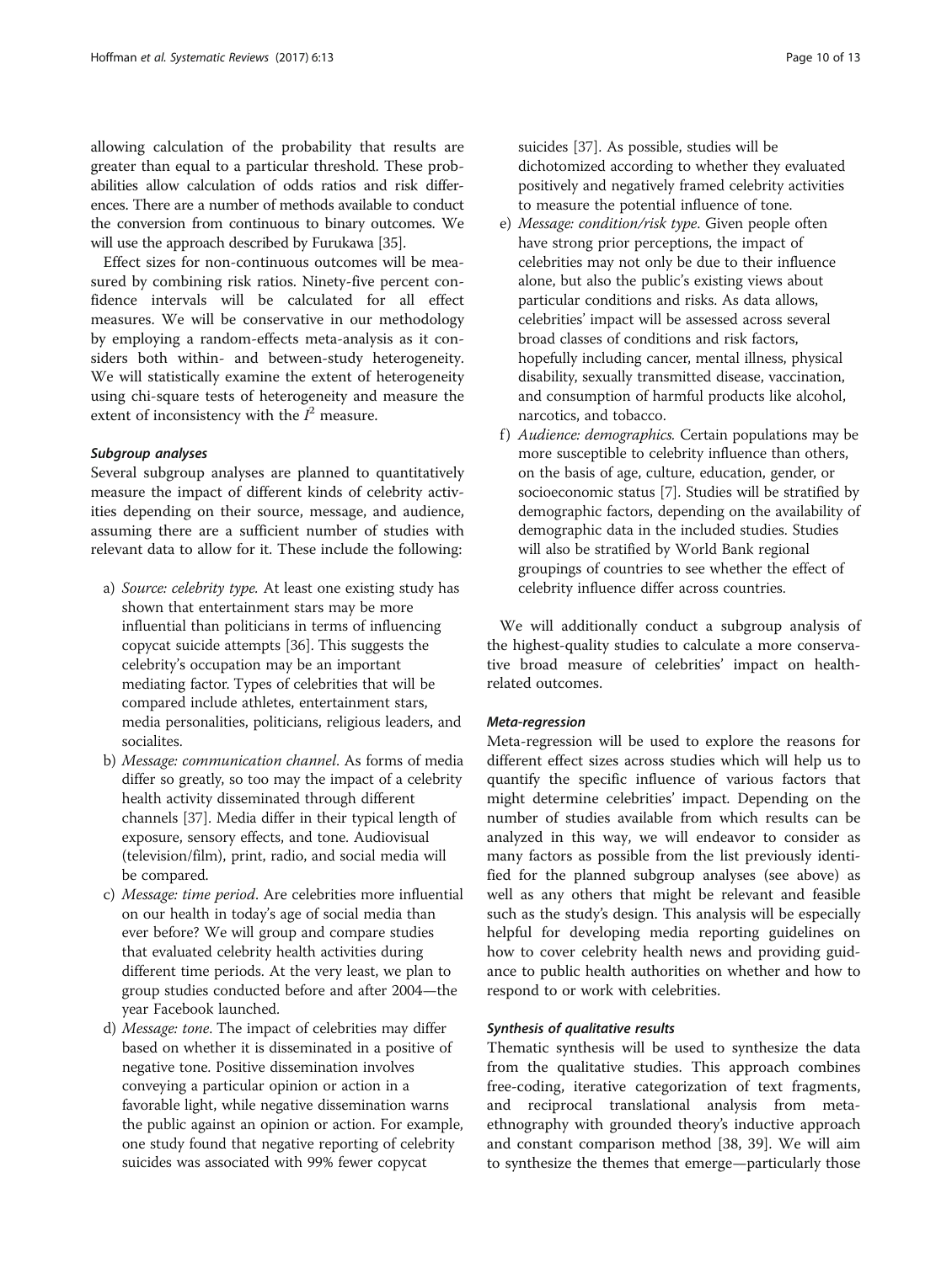allowing calculation of the probability that results are greater than equal to a particular threshold. These probabilities allow calculation of odds ratios and risk differences. There are a number of methods available to conduct the conversion from continuous to binary outcomes. We will use the approach described by Furukawa [35].

Effect sizes for non-continuous outcomes will be measured by combining risk ratios. Ninety-five percent confidence intervals will be calculated for all effect measures. We will be conservative in our methodology by employing a random-effects meta-analysis as it considers both within- and between-study heterogeneity. We will statistically examine the extent of heterogeneity using chi-square tests of heterogeneity and measure the extent of inconsistency with the $I^2$ measure.

#### *Subgroup analyses*

Several subgroup analyses are planned to quantitatively measure the impact of different kinds of celebrity activities depending on their source, message, and audience, assuming there are a sufficient number of studies with relevant data to allow for it. These include the following:

a) *Source: celebrity type.* At least one existing study has shown that entertainment stars may be more influential than politicians in terms of influencing copycat suicide attempts [36]. This suggests the celebrity's occupation may be an important mediating factor. Types of celebrities that will be compared include athletes, entertainment stars, media personalities, politicians, religious leaders, and socialites.
b) *Message: communication channel*. As forms of media differ so greatly, so too may the impact of a celebrity health activity disseminated through different channels [37]. Media differ in their typical length of exposure, sensory effects, and tone. Audiovisual (television/film), print, radio, and social media will be compared.
c) *Message: time period*. Are celebrities more influential on our health in today's age of social media than ever before? We will group and compare studies that evaluated celebrity health activities during different time periods. At the very least, we plan to group studies conducted before and after 2004—the year Facebook launched.
d) *Message: tone*. The impact of celebrities may differ based on whether it is disseminated in a positive of negative tone. Positive dissemination involves conveying a particular opinion or action in a favorable light, while negative dissemination warns the public against an opinion or action. For example, one study found that negative reporting of celebrity suicides was associated with 99% fewer copycat suicides [37]. As possible, studies will be dichotomized according to whether they evaluated positively and negatively framed celebrity activities to measure the potential influence of tone.
e) *Message: condition/risk type*. Given people often have strong prior perceptions, the impact of celebrities may not only be due to their influence alone, but also the public's existing views about particular conditions and risks. As data allows, celebrities' impact will be assessed across several broad classes of conditions and risk factors, hopefully including cancer, mental illness, physical disability, sexually transmitted disease, vaccination, and consumption of harmful products like alcohol, narcotics, and tobacco.
f) *Audience: demographics.* Certain populations may be more susceptible to celebrity influence than others, on the basis of age, culture, education, gender, or socioeconomic status [7]. Studies will be stratified by demographic factors, depending on the availability of demographic data in the included studies. Studies will also be stratified by World Bank regional groupings of countries to see whether the effect of celebrity influence differ across countries.

We will additionally conduct a subgroup analysis of the highest-quality studies to calculate a more conservative broad measure of celebrities' impact on health-related outcomes.

#### *Meta-regression*

Meta-regression will be used to explore the reasons for different effect sizes across studies which will help us to quantify the specific influence of various factors that might determine celebrities' impact. Depending on the number of studies available from which results can be analyzed in this way, we will endeavor to consider as many factors as possible from the list previously identified for the planned subgroup analyses (see above) as well as any others that might be relevant and feasible such as the study's design. This analysis will be especially helpful for developing media reporting guidelines on how to cover celebrity health news and providing guidance to public health authorities on whether and how to respond to or work with celebrities.

#### *Synthesis of qualitative results*

Thematic synthesis will be used to synthesize the data from the qualitative studies. This approach combines free-coding, iterative categorization of text fragments, and reciprocal translational analysis from meta-ethnography with grounded theory's inductive approach and constant comparison method [38, 39]. We will aim to synthesize the themes that emerge—particularly those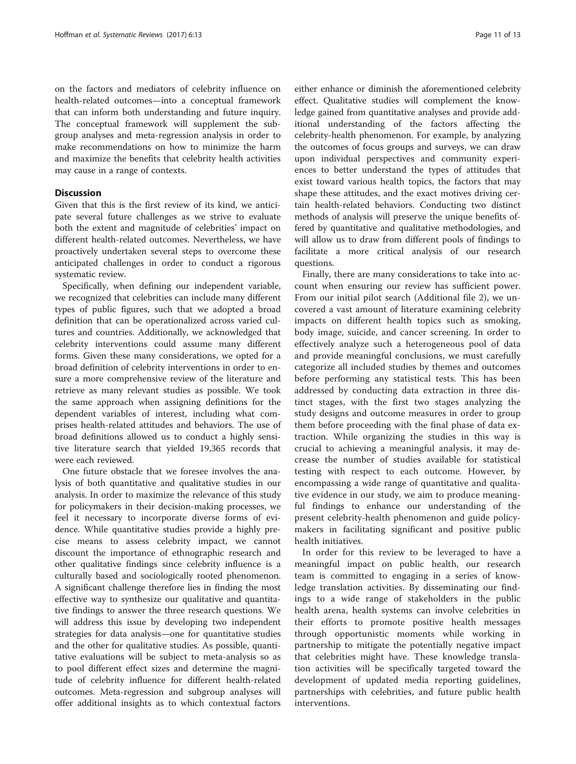on the factors and mediators of celebrity influence on health-related outcomes—into a conceptual framework that can inform both understanding and future inquiry. The conceptual framework will supplement the subgroup analyses and meta-regression analysis in order to make recommendations on how to minimize the harm and maximize the benefits that celebrity health activities may cause in a range of contexts.

## Discussion

Given that this is the first review of its kind, we anticipate several future challenges as we strive to evaluate both the extent and magnitude of celebrities' impact on different health-related outcomes. Nevertheless, we have proactively undertaken several steps to overcome these anticipated challenges in order to conduct a rigorous systematic review.

Specifically, when defining our independent variable, we recognized that celebrities can include many different types of public figures, such that we adopted a broad definition that can be operationalized across varied cultures and countries. Additionally, we acknowledged that celebrity interventions could assume many different forms. Given these many considerations, we opted for a broad definition of celebrity interventions in order to ensure a more comprehensive review of the literature and retrieve as many relevant studies as possible. We took the same approach when assigning definitions for the dependent variables of interest, including what comprises health-related attitudes and behaviors. The use of broad definitions allowed us to conduct a highly sensitive literature search that yielded 19,365 records that were each reviewed.

One future obstacle that we foresee involves the analysis of both quantitative and qualitative studies in our analysis. In order to maximize the relevance of this study for policymakers in their decision-making processes, we feel it necessary to incorporate diverse forms of evidence. While quantitative studies provide a highly precise means to assess celebrity impact, we cannot discount the importance of ethnographic research and other qualitative findings since celebrity influence is a culturally based and sociologically rooted phenomenon. A significant challenge therefore lies in finding the most effective way to synthesize our qualitative and quantitative findings to answer the three research questions. We will address this issue by developing two independent strategies for data analysis—one for quantitative studies and the other for qualitative studies. As possible, quantitative evaluations will be subject to meta-analysis so as to pool different effect sizes and determine the magnitude of celebrity influence for different health-related outcomes. Meta-regression and subgroup analyses will offer additional insights as to which contextual factors either enhance or diminish the aforementioned celebrity effect. Qualitative studies will complement the knowledge gained from quantitative analyses and provide additional understanding of the factors affecting the celebrity-health phenomenon. For example, by analyzing the outcomes of focus groups and surveys, we can draw upon individual perspectives and community experiences to better understand the types of attitudes that exist toward various health topics, the factors that may shape these attitudes, and the exact motives driving certain health-related behaviors. Conducting two distinct methods of analysis will preserve the unique benefits offered by quantitative and qualitative methodologies, and will allow us to draw from different pools of findings to facilitate a more critical analysis of our research questions.

Finally, there are many considerations to take into account when ensuring our review has sufficient power. From our initial pilot search (Additional file 2), we uncovered a vast amount of literature examining celebrity impacts on different health topics such as smoking, body image, suicide, and cancer screening. In order to effectively analyze such a heterogeneous pool of data and provide meaningful conclusions, we must carefully categorize all included studies by themes and outcomes before performing any statistical tests. This has been addressed by conducting data extraction in three distinct stages, with the first two stages analyzing the study designs and outcome measures in order to group them before proceeding with the final phase of data extraction. While organizing the studies in this way is crucial to achieving a meaningful analysis, it may decrease the number of studies available for statistical testing with respect to each outcome. However, by encompassing a wide range of quantitative and qualitative evidence in our study, we aim to produce meaningful findings to enhance our understanding of the present celebrity-health phenomenon and guide policymakers in facilitating significant and positive public health initiatives.

In order for this review to be leveraged to have a meaningful impact on public health, our research team is committed to engaging in a series of knowledge translation activities. By disseminating our findings to a wide range of stakeholders in the public health arena, health systems can involve celebrities in their efforts to promote positive health messages through opportunistic moments while working in partnership to mitigate the potentially negative impact that celebrities might have. These knowledge translation activities will be specifically targeted toward the development of updated media reporting guidelines, partnerships with celebrities, and future public health interventions.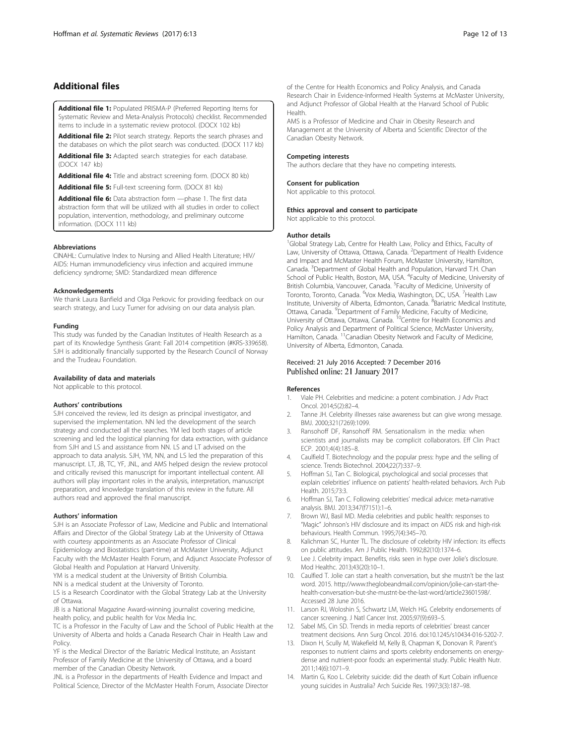## Additional files

**Additional file 1:** Populated PRISMA-P (Preferred Reporting Items for Systematic Review and Meta-Analysis Protocols) checklist. Recommended items to include in a systematic review protocol. (DOCX 102 kb)

**Additional file 2:** Pilot search strategy. Reports the search phrases and the databases on which the pilot search was conducted. (DOCX 117 kb)

**Additional file 3:** Adapted search strategies for each database. (DOCX 147 kb)

**Additional file 4:** Title and abstract screening form. (DOCX 80 kb)

**Additional file 5:** Full-text screening form. (DOCX 81 kb)

**Additional file 6:** Data abstraction form —phase 1. The first data abstraction form that will be utilized with all studies in order to collect population, intervention, methodology, and preliminary outcome information. (DOCX 111 kb)

#### Abbreviations

CINAHL: Cumulative Index to Nursing and Allied Health Literature; HIV/AIDS: Human immunodeficiency virus infection and acquired immune deficiency syndrome; SMD: Standardized mean difference

#### Acknowledgements

We thank Laura Banfield and Olga Perkovic for providing feedback on our search strategy, and Lucy Turner for advising on our data analysis plan.

#### Funding

This study was funded by the Canadian Institutes of Health Research as a part of its Knowledge Synthesis Grant: Fall 2014 competition (#KRS-339658). SJH is additionally financially supported by the Research Council of Norway and the Trudeau Foundation.

#### Availability of data and materials

Not applicable to this protocol.

#### Authors' contributions

SJH conceived the review, led its design as principal investigator, and supervised the implementation. NN led the development of the search strategy and conducted all the searches. YM led both stages of article screening and led the logistical planning for data extraction, with guidance from SJH and LS and assistance from NN. LS and LT advised on the approach to data analysis. SJH, YM, NN, and LS led the preparation of this manuscript. LT, JB, TC, YF, JNL, and AMS helped design the review protocol and critically revised this manuscript for important intellectual content. All authors will play important roles in the analysis, interpretation, manuscript preparation, and knowledge translation of this review in the future. All authors read and approved the final manuscript.

#### Authors' information

SJH is an Associate Professor of Law, Medicine and Public and International Affairs and Director of the Global Strategy Lab at the University of Ottawa with courtesy appointments as an Associate Professor of Clinical Epidemiology and Biostatistics (part-time) at McMaster University, Adjunct Faculty with the McMaster Health Forum, and Adjunct Associate Professor of Global Health and Population at Harvard University.

YM is a medical student at the University of British Columbia.

NN is a medical student at the University of Toronto.

LS is a Research Coordinator with the Global Strategy Lab at the University of Ottawa.

JB is a National Magazine Award-winning journalist covering medicine, health policy, and public health for Vox Media Inc.

TC is a Professor in the Faculty of Law and the School of Public Health at the University of Alberta and holds a Canada Research Chair in Health Law and Policy.

YF is the Medical Director of the Bariatric Medical Institute, an Assistant Professor of Family Medicine at the University of Ottawa, and a board member of the Canadian Obesity Network.

JNL is a Professor in the departments of Health Evidence and Impact and Political Science, Director of the McMaster Health Forum, Associate Director of the Centre for Health Economics and Policy Analysis, and Canada Research Chair in Evidence-Informed Health Systems at McMaster University, and Adjunct Professor of Global Health at the Harvard School of Public Health.

AMS is a Professor of Medicine and Chair in Obesity Research and Management at the University of Alberta and Scientific Director of the Canadian Obesity Network.

#### Competing interests

The authors declare that they have no competing interests.

#### Consent for publication

Not applicable to this protocol.

#### Ethics approval and consent to participate

Not applicable to this protocol.

#### Author details

[1]Global Strategy Lab, Centre for Health Law, Policy and Ethics, Faculty of Law, University of Ottawa, Ottawa, Canada. [2]Department of Health Evidence and Impact and McMaster Health Forum, McMaster University, Hamilton, Canada. [3]Department of Global Health and Population, Harvard T.H. Chan School of Public Health, Boston, MA, USA. [4]Faculty of Medicine, University of British Columbia, Vancouver, Canada. [5]Faculty of Medicine, University of Toronto, Toronto, Canada. [6]Vox Media, Washington, DC, USA. [7]Health Law Institute, University of Alberta, Edmonton, Canada. [8]Bariatric Medical Institute, Ottawa, Canada. [9]Department of Family Medicine, Faculty of Medicine, University of Ottawa, Ottawa, Canada. [10]Centre for Health Economics and Policy Analysis and Department of Political Science, McMaster University, Hamilton, Canada. [11]Canadian Obesity Network and Faculty of Medicine, University of Alberta, Edmonton, Canada.

Received: 21 July 2016 Accepted: 7 December 2016
Published online: 21 January 2017

#### References

1. Viale PH. Celebrities and medicine: a potent combination. J Adv Pract Oncol. 2014;5(2):82–4.
2. Tanne JH. Celebrity illnesses raise awareness but can give wrong message. BMJ. 2000;321(7269):1099.
3. Ransohoff DF, Ransohoff RM. Sensationalism in the media: when scientists and journalists may be complicit collaborators. Eff Clin Pract ECP. 2001;4(4):185–8.
4. Caulfield T. Biotechnology and the popular press: hype and the selling of science. Trends Biotechnol. 2004;22(7):337–9.
5. Hoffman SJ, Tan C. Biological, psychological and social processes that explain celebrities' influence on patients' health-related behaviors. Arch Pub Health. 2015;73:3.
6. Hoffman SJ, Tan C. Following celebrities' medical advice: meta-narrative analysis. BMJ. 2013;347(f7151):1–6.
7. Brown WJ, Basil MD. Media celebrities and public health: responses to "Magic" Johnson's HIV disclosure and its impact on AIDS risk and high-risk behaviours. Health Commun. 1995;7(4):345–70.
8. Kalichman SC, Hunter TL. The disclosure of celebrity HIV infection: its effects on public attitudes. Am J Public Health. 1992;82(10):1374–6.
9. Lee J. Celebrity impact. Benefits, risks seen in hype over Jolie's disclosure. Mod Healthc. 2013;43(20):10–1.
10. Caulfied T. Jolie can start a health conversation, but she mustn't be the last word. 2015. http://www.theglobeandmail.com/opinion/jolie-can-start-the-health-conversation-but-she-mustnt-be-the-last-word/article23601598/. Accessed 28 June 2016.
11. Larson RJ, Woloshin S, Schwartz LM, Welch HG. Celebrity endorsements of cancer screening. J Natl Cancer Inst. 2005;97(9):693–5.
12. Sabel MS, Cin SD. Trends in media reports of celebrities' breast cancer treatment decisions. Ann Surg Oncol. 2016. doi:10.1245/s10434-016-5202-7.
13. Dixon H, Scully M, Wakefield M, Kelly B, Chapman K, Donovan R. Parent's responses to nutrient claims and sports celebrity endorsements on energy-dense and nutrient-poor foods: an experimental study. Public Health Nutr. 2011;14(6):1071–9.
14. Martin G, Koo L. Celebrity suicide: did the death of Kurt Cobain influence young suicides in Australia? Arch Suicide Res. 1997;3(3):187–98.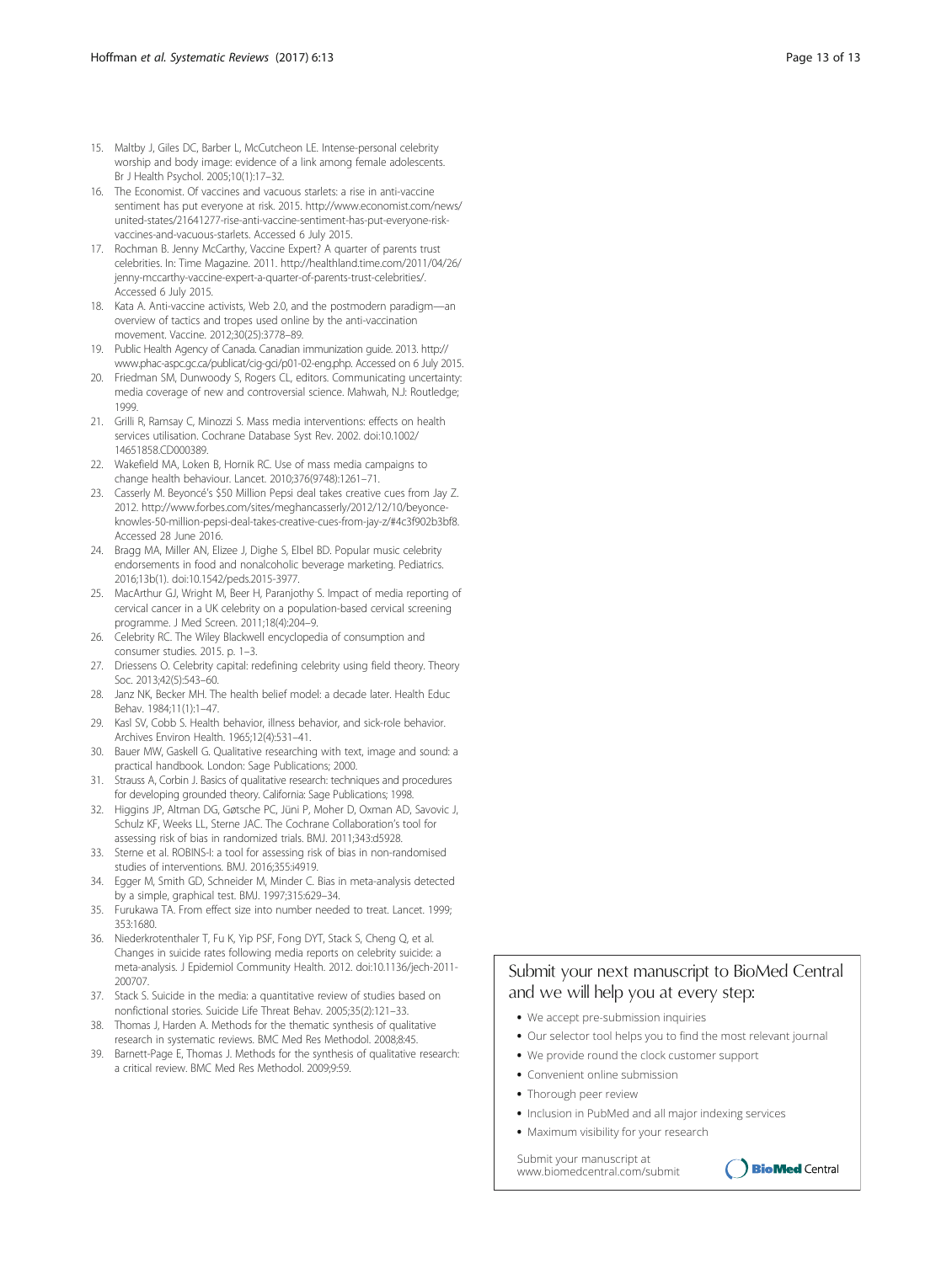15. Maltby J, Giles DC, Barber L, McCutcheon LE. Intense-personal celebrity worship and body image: evidence of a link among female adolescents. Br J Health Psychol. 2005;10(1):17–32.
16. The Economist. Of vaccines and vacuous starlets: a rise in anti-vaccine sentiment has put everyone at risk. 2015. http://www.economist.com/news/united-states/21641277-rise-anti-vaccine-sentiment-has-put-everyone-risk-vaccines-and-vacuous-starlets. Accessed 6 July 2015.
17. Rochman B. Jenny McCarthy, Vaccine Expert? A quarter of parents trust celebrities. In: Time Magazine. 2011. http://healthland.time.com/2011/04/26/jenny-mccarthy-vaccine-expert-a-quarter-of-parents-trust-celebrities/. Accessed 6 July 2015.
18. Kata A. Anti-vaccine activists, Web 2.0, and the postmodern paradigm—an overview of tactics and tropes used online by the anti-vaccination movement. Vaccine. 2012;30(25):3778–89.
19. Public Health Agency of Canada. Canadian immunization guide. 2013. http://www.phac-aspc.gc.ca/publicat/cig-gci/p01-02-eng.php. Accessed on 6 July 2015.
20. Friedman SM, Dunwoody S, Rogers CL, editors. Communicating uncertainty: media coverage of new and controversial science. Mahwah, N.J: Routledge; 1999.
21. Grilli R, Ramsay C, Minozzi S. Mass media interventions: effects on health services utilisation. Cochrane Database Syst Rev. 2002. doi:10.1002/14651858.CD000389.
22. Wakefield MA, Loken B, Hornik RC. Use of mass media campaigns to change health behaviour. Lancet. 2010;376(9748):1261–71.
23. Casserly M. Beyoncé's $50 Million Pepsi deal takes creative cues from Jay Z. 2012. http://www.forbes.com/sites/meghancasserly/2012/12/10/beyonce-knowles-50-million-pepsi-deal-takes-creative-cues-from-jay-z/#4c3f902b3bf8. Accessed 28 June 2016.
24. Bragg MA, Miller AN, Elizee J, Dighe S, Elbel BD. Popular music celebrity endorsements in food and nonalcoholic beverage marketing. Pediatrics. 2016;13b(1). doi:10.1542/peds.2015-3977.
25. MacArthur GJ, Wright M, Beer H, Paranjothy S. Impact of media reporting of cervical cancer in a UK celebrity on a population-based cervical screening programme. J Med Screen. 2011;18(4):204–9.
26. Celebrity RC. The Wiley Blackwell encyclopedia of consumption and consumer studies. 2015. p. 1–3.
27. Driessens O. Celebrity capital: redefining celebrity using field theory. Theory Soc. 2013;42(5):543–60.
28. Janz NK, Becker MH. The health belief model: a decade later. Health Educ Behav. 1984;11(1):1–47.
29. Kasl SV, Cobb S. Health behavior, illness behavior, and sick-role behavior. Archives Environ Health. 1965;12(4):531–41.
30. Bauer MW, Gaskell G. Qualitative researching with text, image and sound: a practical handbook. London: Sage Publications; 2000.
31. Strauss A, Corbin J. Basics of qualitative research: techniques and procedures for developing grounded theory. California: Sage Publications; 1998.
32. Higgins JP, Altman DG, Gøtsche PC, Jüni P, Moher D, Oxman AD, Savovic J, Schulz KF, Weeks LL, Sterne JAC. The Cochrane Collaboration's tool for assessing risk of bias in randomized trials. BMJ. 2011;343:d5928.
33. Sterne et al. ROBINS-I: a tool for assessing risk of bias in non-randomised studies of interventions. BMJ. 2016;355:i4919.
34. Egger M, Smith GD, Schneider M, Minder C. Bias in meta-analysis detected by a simple, graphical test. BMJ. 1997;315:629–34.
35. Furukawa TA. From effect size into number needed to treat. Lancet. 1999; 353:1680.
36. Niederkrotenthaler T, Fu K, Yip PSF, Fong DYT, Stack S, Cheng Q, et al. Changes in suicide rates following media reports on celebrity suicide: a meta-analysis. J Epidemiol Community Health. 2012. doi:10.1136/jech-2011-200707.
37. Stack S. Suicide in the media: a quantitative review of studies based on nonfictional stories. Suicide Life Threat Behav. 2005;35(2):121–33.
38. Thomas J, Harden A. Methods for the thematic synthesis of qualitative research in systematic reviews. BMC Med Res Methodol. 2008;8:45.
39. Barnett-Page E, Thomas J. Methods for the synthesis of qualitative research: a critical review. BMC Med Res Methodol. 2009;9:59.

Submit your next manuscript to BioMed Central and we will help you at every step:

- We accept pre-submission inquiries
- Our selector tool helps you to find the most relevant journal
- We provide round the clock customer support
- Convenient online submission
- Thorough peer review
- Inclusion in PubMed and all major indexing services
- Maximum visibility for your research

Submit your manuscript at www.biomedcentral.com/submit

BioMed Central